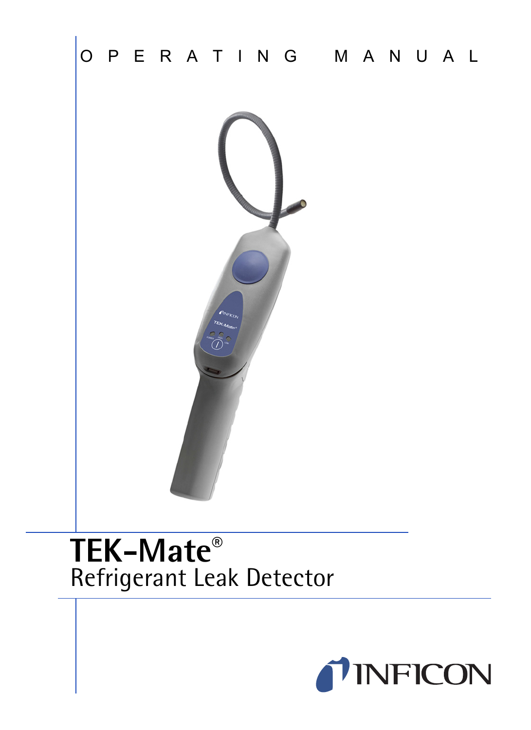OPERATING MANUAL

# TEK-Mate®

## Refrigerant Leak Detector

INFICON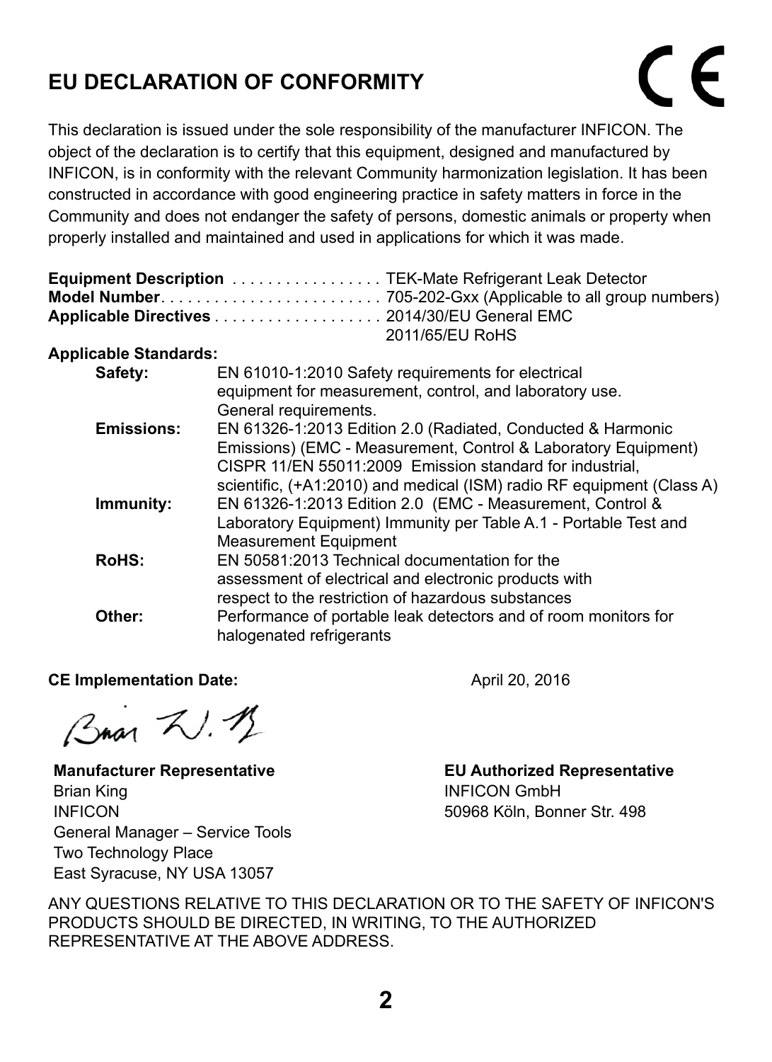# EU DECLARATION OF CONFORMITY

CE

This declaration is issued under the sole responsibility of the manufacturer INFICON. The object of the declaration is to certify that this equipment, designed and manufactured by INFICON, is in conformity with the relevant Community harmonization legislation. It has been constructed in accordance with good engineering practice in safety matters in force in the Community and does not endanger the safety of persons, domestic animals or property when properly installed and maintained and used in applications for which it was made.

**Equipment Description** . . . . . . . . . . . . . . . . . TEK-Mate Refrigerant Leak Detector
**Model Number**. . . . . . . . . . . . . . . . . . . . . . . . . 705-202-Gxx (Applicable to all group numbers)
**Applicable Directives** . . . . . . . . . . . . . . . . . . 2014/30/EU General EMC
2011/65/EU RoHS

**Applicable Standards:**

| | |
|---|---|
| **Safety:** | EN 61010-1:2010 Safety requirements for electrical equipment for measurement, control, and laboratory use. General requirements. |
| **Emissions:** | EN 61326-1:2013 Edition 2.0 (Radiated, Conducted & Harmonic Emissions) (EMC - Measurement, Control & Laboratory Equipment) CISPR 11/EN 55011:2009 Emission standard for industrial, scientific, (+A1:2010) and medical (ISM) radio RF equipment (Class A) |
| **Immunity:** | EN 61326-1:2013 Edition 2.0 (EMC - Measurement, Control & Laboratory Equipment) Immunity per Table A.1 - Portable Test and Measurement Equipment |
| **RoHS:** | EN 50581:2013 Technical documentation for the assessment of electrical and electronic products with respect to the restriction of hazardous substances |
| **Other:** | Performance of portable leak detectors and of room monitors for halogenated refrigerants |

**CE Implementation Date:** April 20, 2016

**Manufacturer Representative**
Brian King
INFICON
General Manager – Service Tools
Two Technology Place
East Syracuse, NY USA 13057

**EU Authorized Representative**
INFICON GmbH
50968 Köln, Bonner Str. 498

ANY QUESTIONS RELATIVE TO THIS DECLARATION OR TO THE SAFETY OF INFICON'S PRODUCTS SHOULD BE DIRECTED, IN WRITING, TO THE AUTHORIZED REPRESENTATIVE AT THE ABOVE ADDRESS.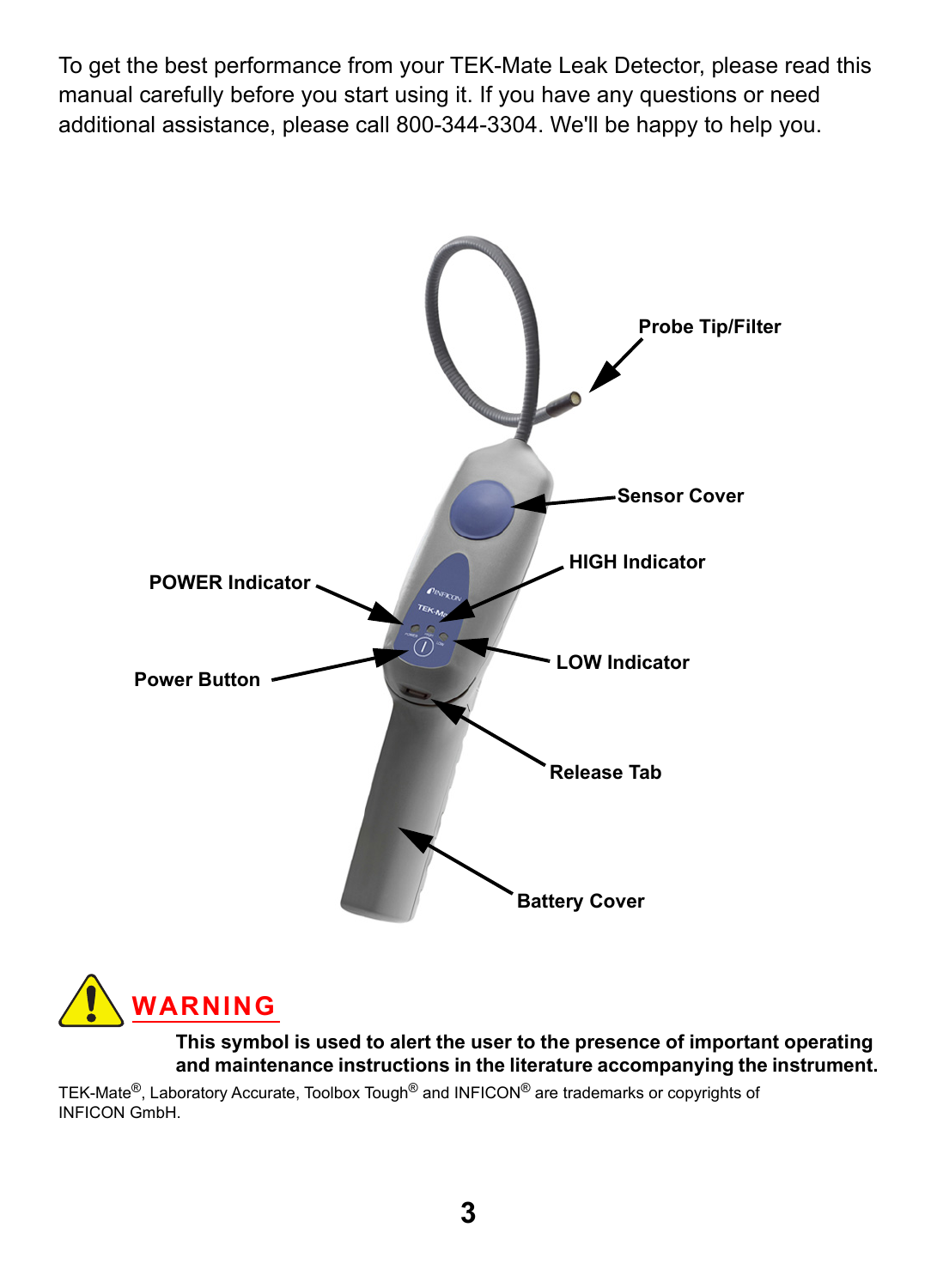To get the best performance from your TEK-Mate Leak Detector, please read this manual carefully before you start using it. If you have any questions or need additional assistance, please call 800-344-3304. We'll be happy to help you.

**Probe Tip/Filter**

**Sensor Cover**

**HIGH Indicator**

**POWER Indicator**

**LOW Indicator**

**Power Button**

**Release Tab**

**Battery Cover**

## WARNING

**This symbol is used to alert the user to the presence of important operating and maintenance instructions in the literature accompanying the instrument.**

TEK-Mate®, Laboratory Accurate, Toolbox Tough® and INFICON® are trademarks or copyrights of INFICON GmbH.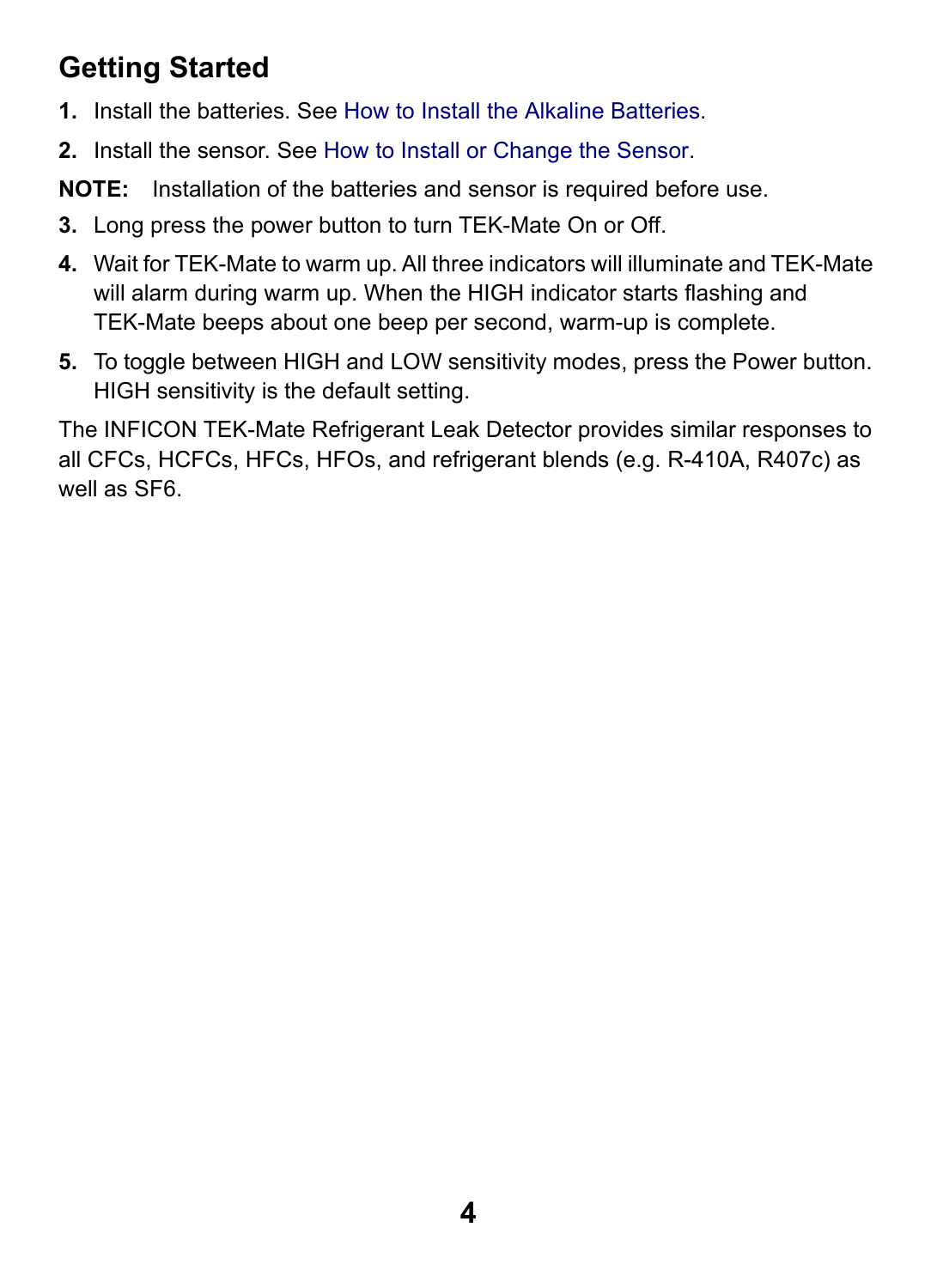## Getting Started

1. Install the batteries. See How to Install the Alkaline Batteries.
2. Install the sensor. See How to Install or Change the Sensor.

**NOTE:** Installation of the batteries and sensor is required before use.

3. Long press the power button to turn TEK-Mate On or Off.
4. Wait for TEK-Mate to warm up. All three indicators will illuminate and TEK-Mate will alarm during warm up. When the HIGH indicator starts flashing and TEK-Mate beeps about one beep per second, warm-up is complete.
5. To toggle between HIGH and LOW sensitivity modes, press the Power button. HIGH sensitivity is the default setting.

The INFICON TEK-Mate Refrigerant Leak Detector provides similar responses to all CFCs, HCFCs, HFCs, HFOs, and refrigerant blends (e.g. R-410A, R407c) as well as SF6.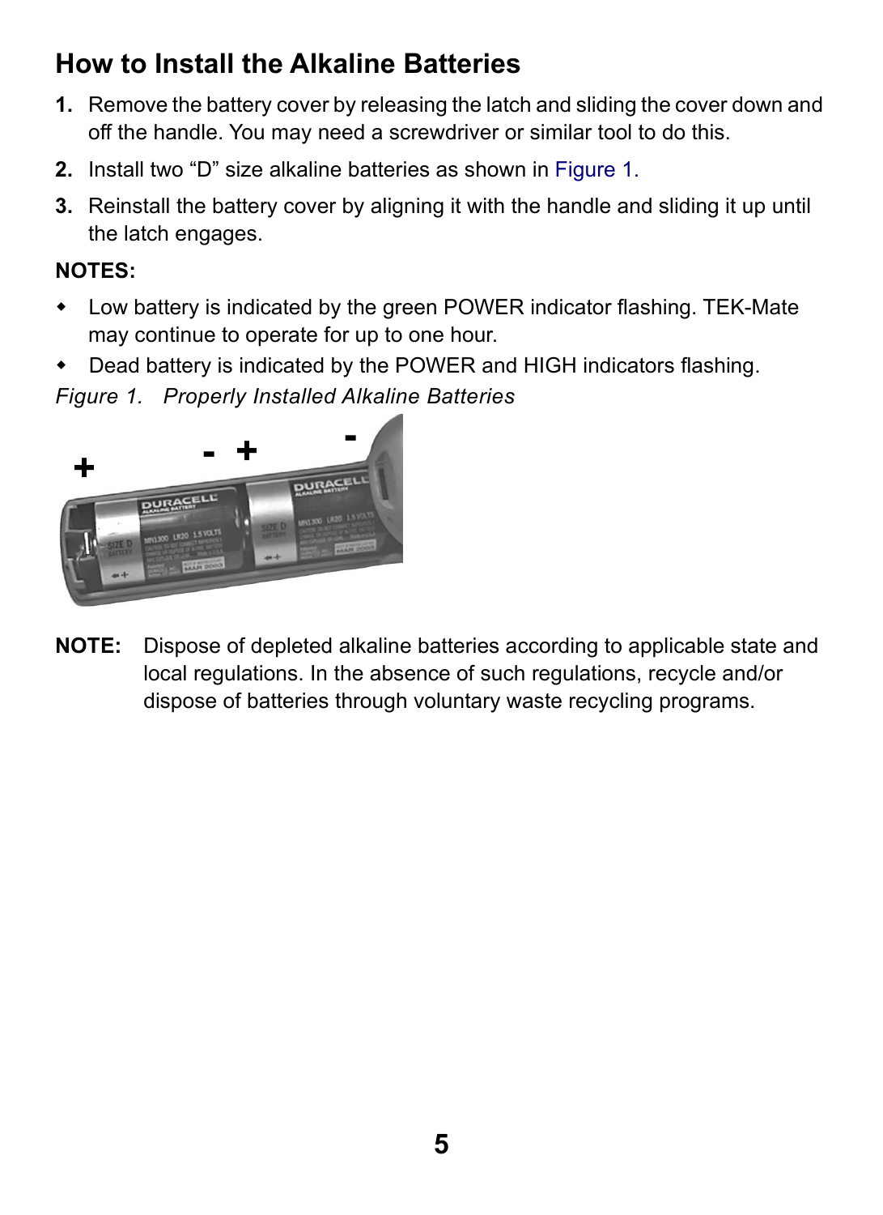## How to Install the Alkaline Batteries

1. Remove the battery cover by releasing the latch and sliding the cover down and off the handle. You may need a screwdriver or similar tool to do this.
2. Install two “D” size alkaline batteries as shown in Figure 1.
3. Reinstall the battery cover by aligning it with the handle and sliding it up until the latch engages.

**NOTES:**

- Low battery is indicated by the green POWER indicator flashing. TEK-Mate may continue to operate for up to one hour.
- Dead battery is indicated by the POWER and HIGH indicators flashing.

*Figure 1. Properly Installed Alkaline Batteries*

**NOTE:** Dispose of depleted alkaline batteries according to applicable state and local regulations. In the absence of such regulations, recycle and/or dispose of batteries through voluntary waste recycling programs.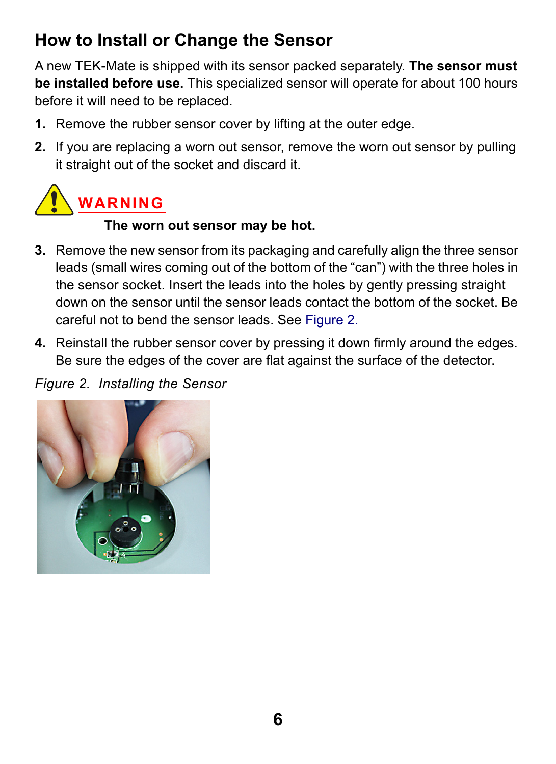## How to Install or Change the Sensor

A new TEK-Mate is shipped with its sensor packed separately. **The sensor must be installed before use.** This specialized sensor will operate for about 100 hours before it will need to be replaced.

1. Remove the rubber sensor cover by lifting at the outer edge.
2. If you are replacing a worn out sensor, remove the worn out sensor by pulling it straight out of the socket and discard it.

**WARNING**

**The worn out sensor may be hot.**

3. Remove the new sensor from its packaging and carefully align the three sensor leads (small wires coming out of the bottom of the "can") with the three holes in the sensor socket. Insert the leads into the holes by gently pressing straight down on the sensor until the sensor leads contact the bottom of the socket. Be careful not to bend the sensor leads. See Figure 2.
4. Reinstall the rubber sensor cover by pressing it down firmly around the edges. Be sure the edges of the cover are flat against the surface of the detector.

*Figure 2. Installing the Sensor*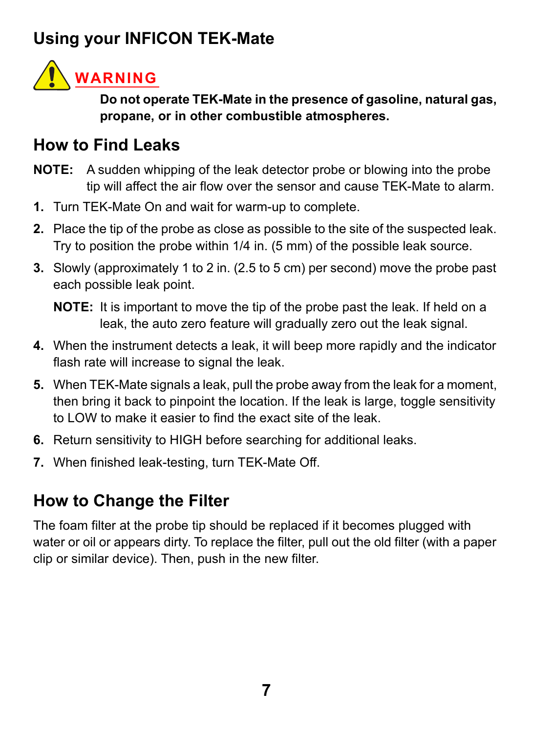## Using your INFICON TEK-Mate

**WARNING**

**Do not operate TEK-Mate in the presence of gasoline, natural gas, propane, or in other combustible atmospheres.**

## How to Find Leaks

**NOTE:** A sudden whipping of the leak detector probe or blowing into the probe tip will affect the air flow over the sensor and cause TEK-Mate to alarm.

1. Turn TEK-Mate On and wait for warm-up to complete.
2. Place the tip of the probe as close as possible to the site of the suspected leak. Try to position the probe within 1/4 in. (5 mm) of the possible leak source.
3. Slowly (approximately 1 to 2 in. (2.5 to 5 cm) per second) move the probe past each possible leak point.

   **NOTE:** It is important to move the tip of the probe past the leak. If held on a leak, the auto zero feature will gradually zero out the leak signal.

4. When the instrument detects a leak, it will beep more rapidly and the indicator flash rate will increase to signal the leak.
5. When TEK-Mate signals a leak, pull the probe away from the leak for a moment, then bring it back to pinpoint the location. If the leak is large, toggle sensitivity to LOW to make it easier to find the exact site of the leak.
6. Return sensitivity to HIGH before searching for additional leaks.
7. When finished leak-testing, turn TEK-Mate Off.

## How to Change the Filter

The foam filter at the probe tip should be replaced if it becomes plugged with water or oil or appears dirty. To replace the filter, pull out the old filter (with a paper clip or similar device). Then, push in the new filter.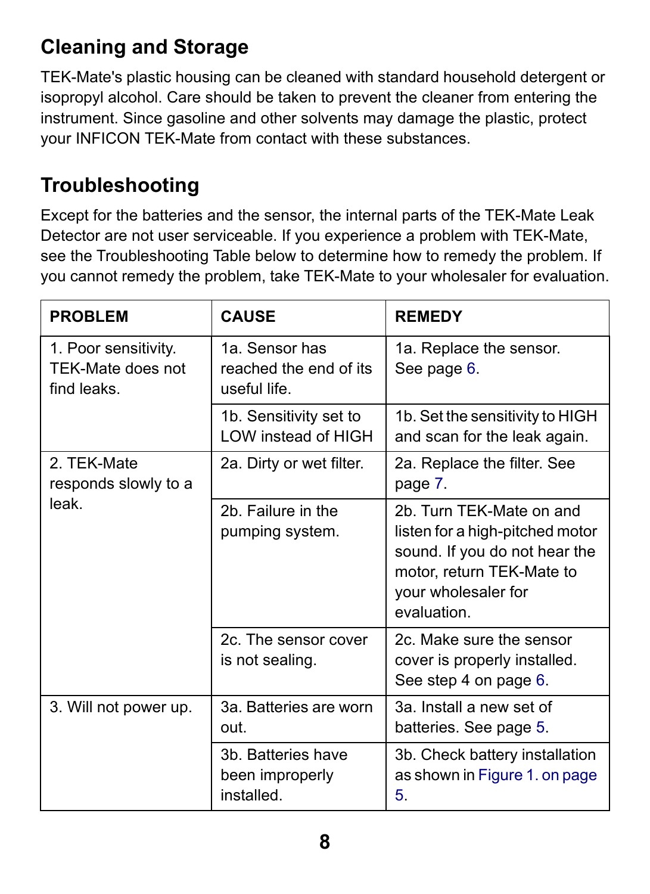## Cleaning and Storage

TEK-Mate's plastic housing can be cleaned with standard household detergent or isopropyl alcohol. Care should be taken to prevent the cleaner from entering the instrument. Since gasoline and other solvents may damage the plastic, protect your INFICON TEK-Mate from contact with these substances.

## Troubleshooting

Except for the batteries and the sensor, the internal parts of the TEK-Mate Leak Detector are not user serviceable. If you experience a problem with TEK-Mate, see the Troubleshooting Table below to determine how to remedy the problem. If you cannot remedy the problem, take TEK-Mate to your wholesaler for evaluation.

| PROBLEM | CAUSE | REMEDY |
|---|---|---|
| 1. Poor sensitivity. TEK-Mate does not find leaks. | 1a. Sensor has reached the end of its useful life. | 1a. Replace the sensor. See page 6. |
| | 1b. Sensitivity set to LOW instead of HIGH | 1b. Set the sensitivity to HIGH and scan for the leak again. |
| 2. TEK-Mate responds slowly to a leak. | 2a. Dirty or wet filter. | 2a. Replace the filter. See page 7. |
| | 2b. Failure in the pumping system. | 2b. Turn TEK-Mate on and listen for a high-pitched motor sound. If you do not hear the motor, return TEK-Mate to your wholesaler for evaluation. |
| | 2c. The sensor cover is not sealing. | 2c. Make sure the sensor cover is properly installed. See step 4 on page 6. |
| 3. Will not power up. | 3a. Batteries are worn out. | 3a. Install a new set of batteries. See page 5. |
| | 3b. Batteries have been improperly installed. | 3b. Check battery installation as shown in Figure 1. on page 5. |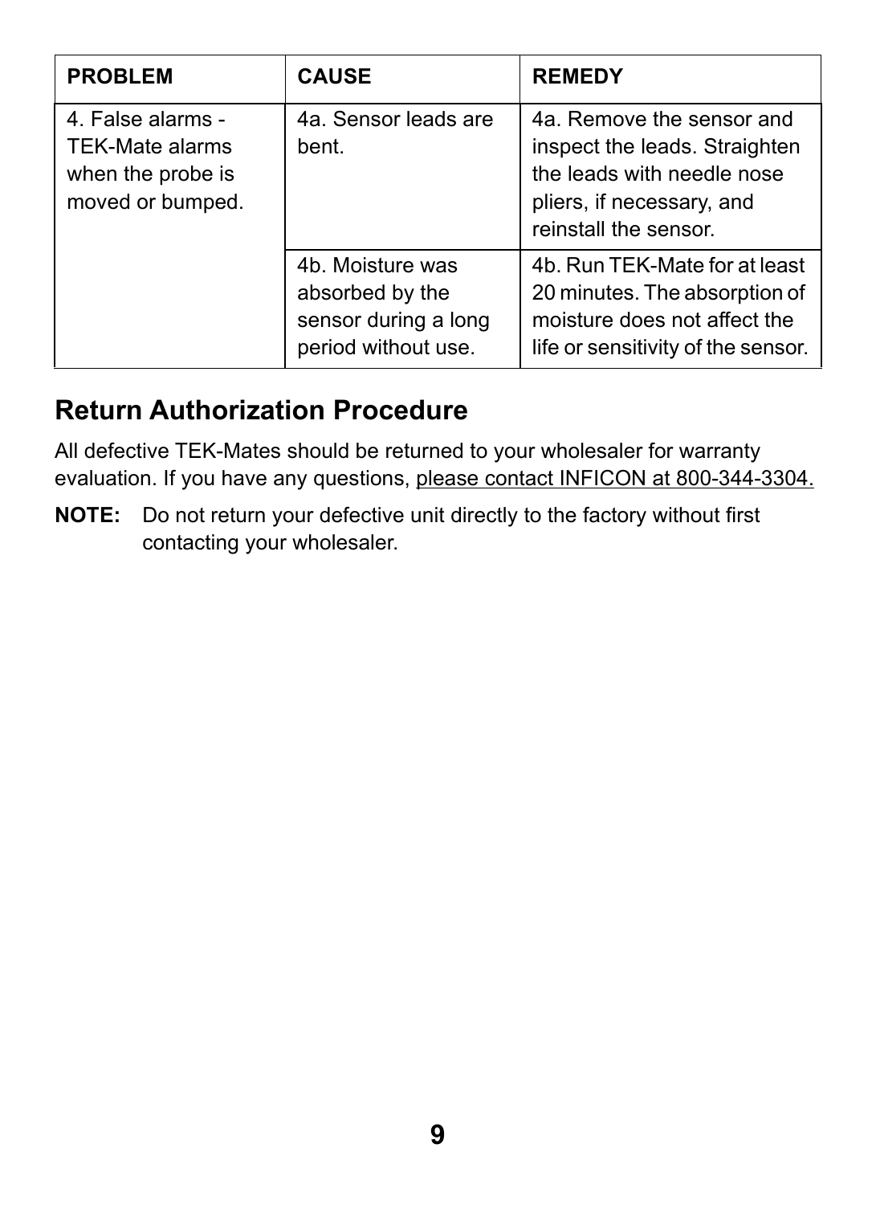| PROBLEM | CAUSE | REMEDY |
|---|---|---|
| 4. False alarms - TEK-Mate alarms when the probe is moved or bumped. | 4a. Sensor leads are bent. | 4a. Remove the sensor and inspect the leads. Straighten the leads with needle nose pliers, if necessary, and reinstall the sensor. |
| | 4b. Moisture was absorbed by the sensor during a long period without use. | 4b. Run TEK-Mate for at least 20 minutes. The absorption of moisture does not affect the life or sensitivity of the sensor. |

## Return Authorization Procedure

All defective TEK-Mates should be returned to your wholesaler for warranty evaluation. If you have any questions, please contact INFICON at 800-344-3304.

**NOTE:** Do not return your defective unit directly to the factory without first contacting your wholesaler.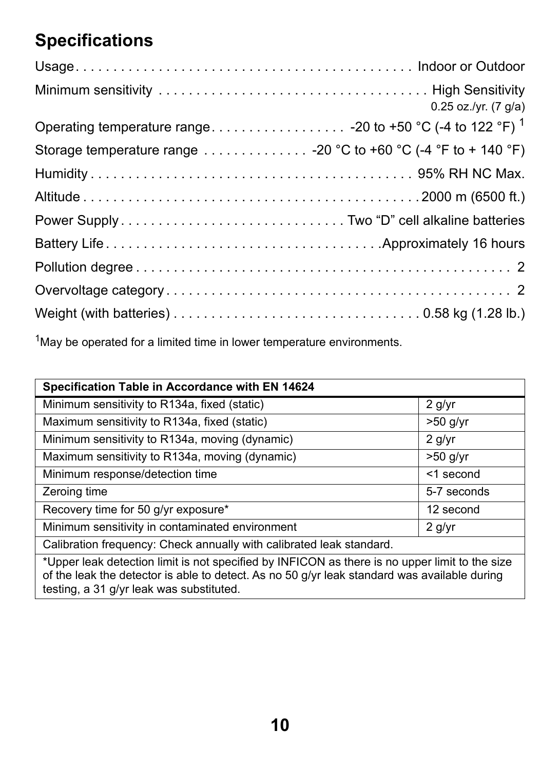## Specifications

| | |
|---|---|
| Usage | Indoor or Outdoor |
| Minimum sensitivity | High Sensitivity 0.25 oz./yr. (7 g/a) |
| Operating temperature range | -20 to +50 °C (-4 to 122 °F) [1] |
| Storage temperature range | -20 °C to +60 °C (-4 °F to + 140 °F) |
| Humidity | 95% RH NC Max. |
| Altitude | 2000 m (6500 ft.) |
| Power Supply | Two “D” cell alkaline batteries |
| Battery Life | Approximately 16 hours |
| Pollution degree | 2 |
| Overvoltage category | 2 |
| Weight (with batteries) | 0.58 kg (1.28 lb.) |

[1]May be operated for a limited time in lower temperature environments.

| Specification Table in Accordance with EN 14624 | |
|---|---|
| Minimum sensitivity to R134a, fixed (static) | 2 g/yr |
| Maximum sensitivity to R134a, fixed (static) | >50 g/yr |
| Minimum sensitivity to R134a, moving (dynamic) | 2 g/yr |
| Maximum sensitivity to R134a, moving (dynamic) | >50 g/yr |
| Minimum response/detection time | <1 second |
| Zeroing time | 5-7 seconds |
| Recovery time for 50 g/yr exposure* | 12 second |
| Minimum sensitivity in contaminated environment | 2 g/yr |
| Calibration frequency: Check annually with calibrated leak standard. | |
| *Upper leak detection limit is not specified by INFICON as there is no upper limit to the size of the leak the detector is able to detect. As no 50 g/yr leak standard was available during testing, a 31 g/yr leak was substituted. | |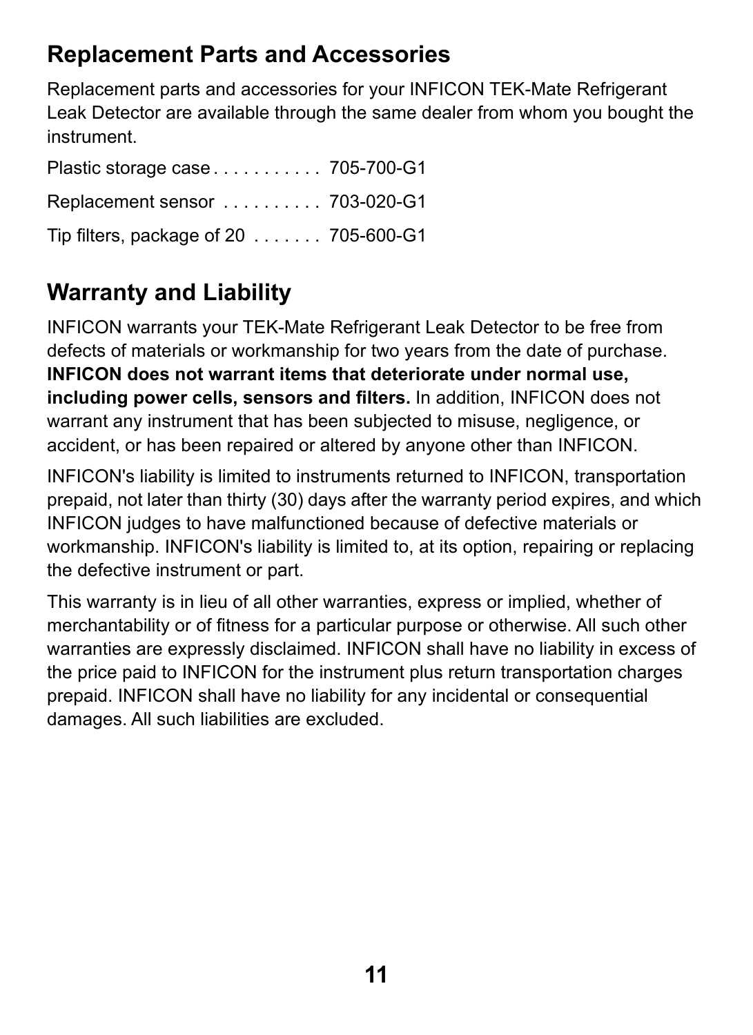## Replacement Parts and Accessories

Replacement parts and accessories for your INFICON TEK-Mate Refrigerant Leak Detector are available through the same dealer from whom you bought the instrument.

Plastic storage case . . . . . . . . . . . 705-700-G1

Replacement sensor . . . . . . . . . . 703-020-G1

Tip filters, package of 20 . . . . . . . 705-600-G1

## Warranty and Liability

INFICON warrants your TEK-Mate Refrigerant Leak Detector to be free from defects of materials or workmanship for two years from the date of purchase. **INFICON does not warrant items that deteriorate under normal use, including power cells, sensors and filters.** In addition, INFICON does not warrant any instrument that has been subjected to misuse, negligence, or accident, or has been repaired or altered by anyone other than INFICON.

INFICON's liability is limited to instruments returned to INFICON, transportation prepaid, not later than thirty (30) days after the warranty period expires, and which INFICON judges to have malfunctioned because of defective materials or workmanship. INFICON's liability is limited to, at its option, repairing or replacing the defective instrument or part.

This warranty is in lieu of all other warranties, express or implied, whether of merchantability or of fitness for a particular purpose or otherwise. All such other warranties are expressly disclaimed. INFICON shall have no liability in excess of the price paid to INFICON for the instrument plus return transportation charges prepaid. INFICON shall have no liability for any incidental or consequential damages. All such liabilities are excluded.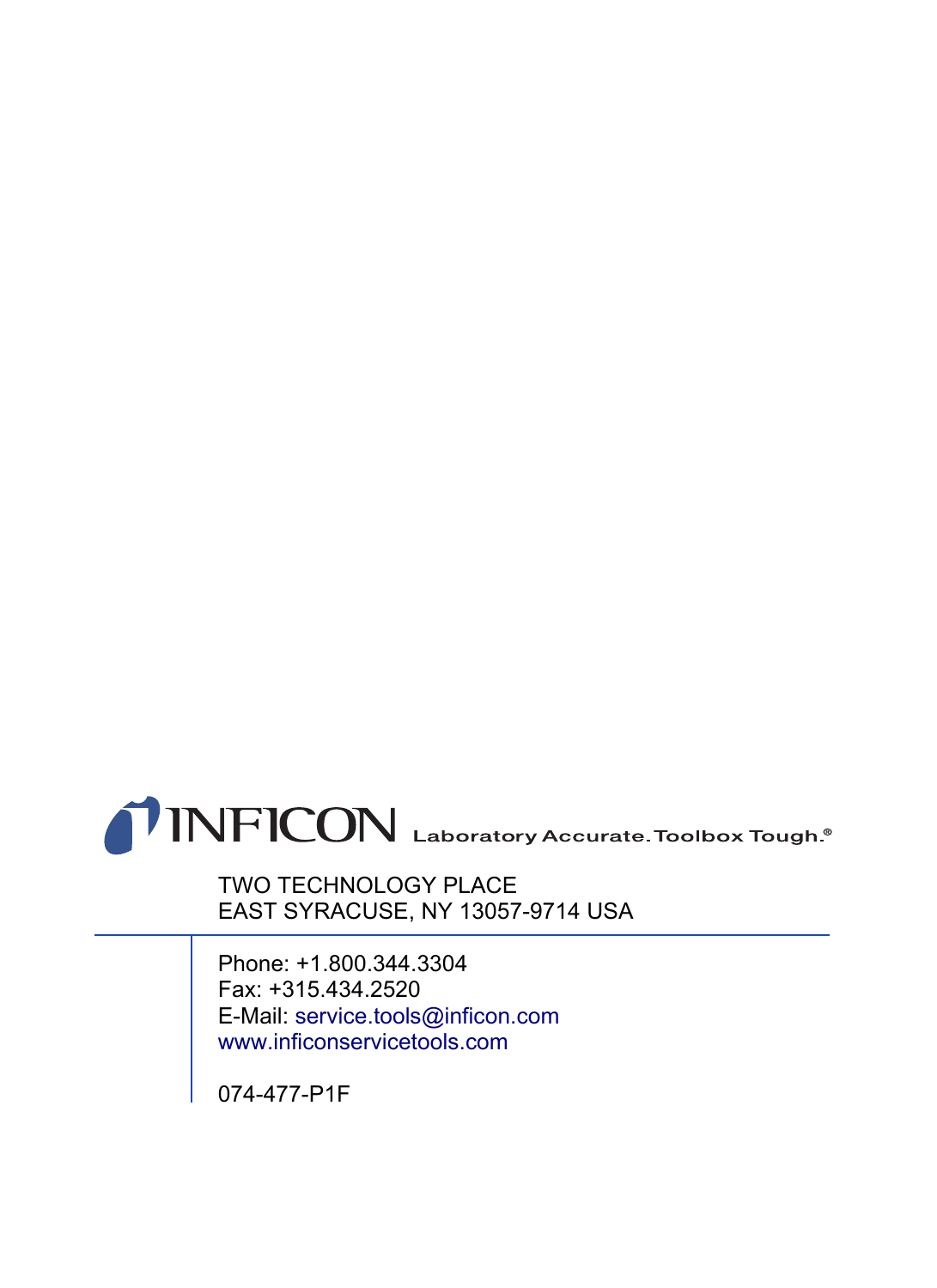INFICON Laboratory Accurate. Toolbox Tough.®

TWO TECHNOLOGY PLACE
EAST SYRACUSE, NY 13057-9714 USA

Phone: +1.800.344.3304
Fax: +315.434.2520
E-Mail: service.tools@inficon.com
www.inficonservicetools.com

074-477-P1F